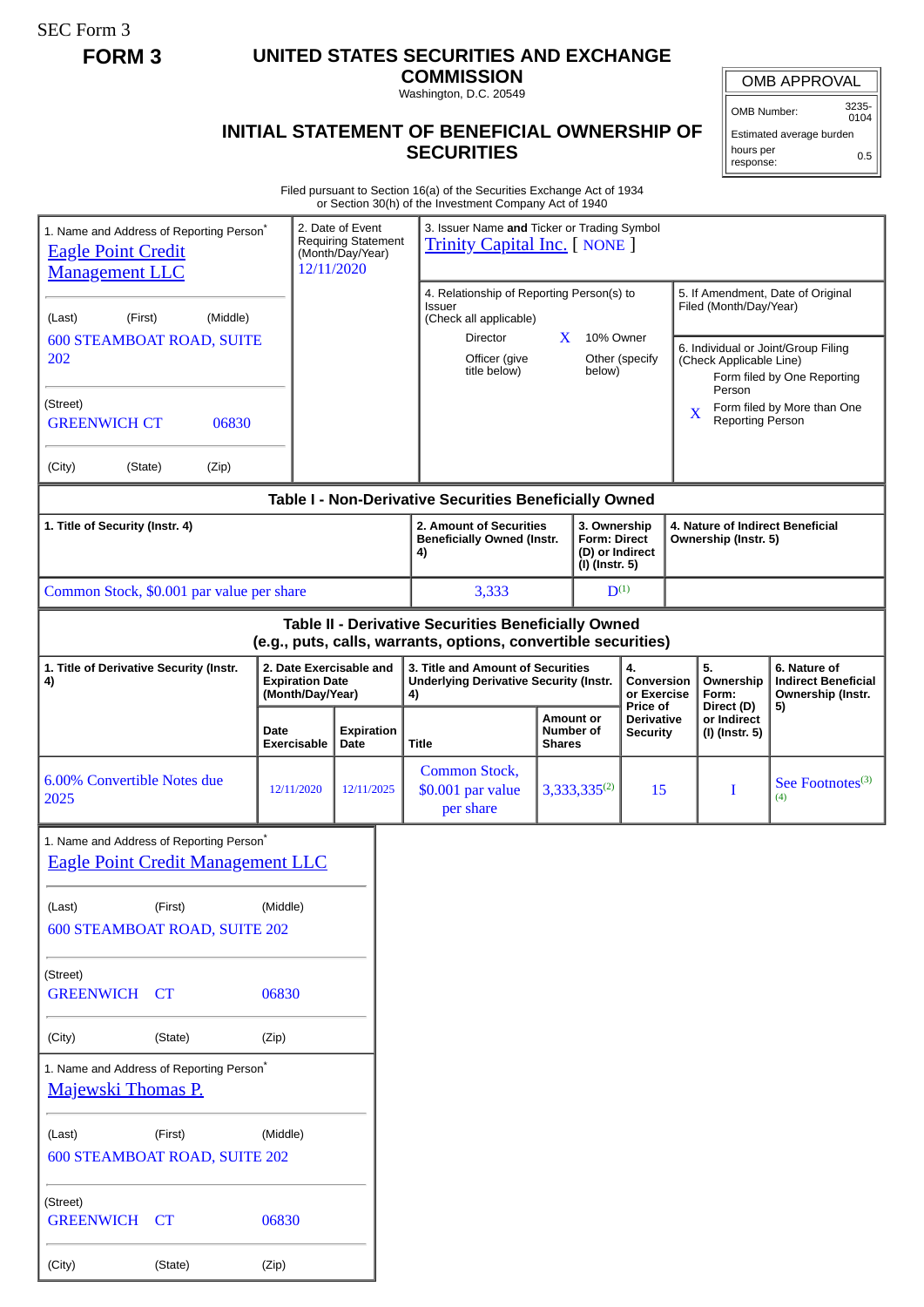SEC Form 3

**FORM 3**

# UNITED STATES SECURITIES AND EXCHANGE COMMISSION

Washington, D.C. 20549

## INITIAL STATEMENT OF BENEFICIAL OWNERSHIP OF SECURITIES

| OMB APPROVAL | |
|---|---|
| OMB Number: | 3235-0104 |
| Estimated average burden | |
| hours per response: | 0.5 |

Filed pursuant to Section 16(a) of the Securities Exchange Act of 1934
or Section 30(h) of the Investment Company Act of 1940

| 1. Name and Address of Reporting Person* | 2. Date of Event Requiring Statement (Month/Day/Year) | 3. Issuer Name **and** Ticker or Trading Symbol |
|---|---|---|
| Eagle Point Credit Management LLC | 12/11/2020 | Trinity Capital Inc. [ NONE ] |
| (Last) (First) (Middle) | | |
| 600 STEAMBOAT ROAD, SUITE 202 | | |
| (Street) | | |
| GREENWICH CT 06830 | | |
| (City) (State) (Zip) | | |

4. Relationship of Reporting Person(s) to Issuer (Check all applicable)

- Director
- X 10% Owner
- Officer (give title below)
- Other (specify below)

5. If Amendment, Date of Original Filed (Month/Day/Year)

6. Individual or Joint/Group Filing (Check Applicable Line)

- Form filed by One Reporting Person
- X Form filed by More than One Reporting Person

### Table I - Non-Derivative Securities Beneficially Owned

| 1. Title of Security (Instr. 4) | 2. Amount of Securities Beneficially Owned (Instr. 4) | 3. Ownership Form: Direct (D) or Indirect (I) (Instr. 5) | 4. Nature of Indirect Beneficial Ownership (Instr. 5) |
|---|---|---|---|
| Common Stock, $0.001 par value per share | 3,333 | D[1] | |

### Table II - Derivative Securities Beneficially Owned (e.g., puts, calls, warrants, options, convertible securities)

| 1. Title of Derivative Security (Instr. 4) | 2. Date Exercisable and Expiration Date (Month/Day/Year) | | 3. Title and Amount of Securities Underlying Derivative Security (Instr. 4) | | 4. Conversion or Exercise Price of Derivative Security | 5. Ownership Form: Direct (D) or Indirect (I) (Instr. 5) | 6. Nature of Indirect Beneficial Ownership (Instr. 5) |
|---|---|---|---|---|---|---|---|
| | Date Exercisable | Expiration Date | Title | Amount or Number of Shares | | | |
| 6.00% Convertible Notes due 2025 | 12/11/2020 | 12/11/2025 | Common Stock, $0.001 par value per share | 3,333,335[2] | 15 | I | See Footnotes[3] [4] |

| 1. Name and Address of Reporting Person* |
|---|
| Eagle Point Credit Management LLC |
| (Last) (First) (Middle) |
| 600 STEAMBOAT ROAD, SUITE 202 |
| (Street) |
| GREENWICH CT 06830 |
| (City) (State) (Zip) |

| 1. Name and Address of Reporting Person* |
|---|
| Majewski Thomas P. |
| (Last) (First) (Middle) |
| 600 STEAMBOAT ROAD, SUITE 202 |
| (Street) |
| GREENWICH CT 06830 |
| (City) (State) (Zip) |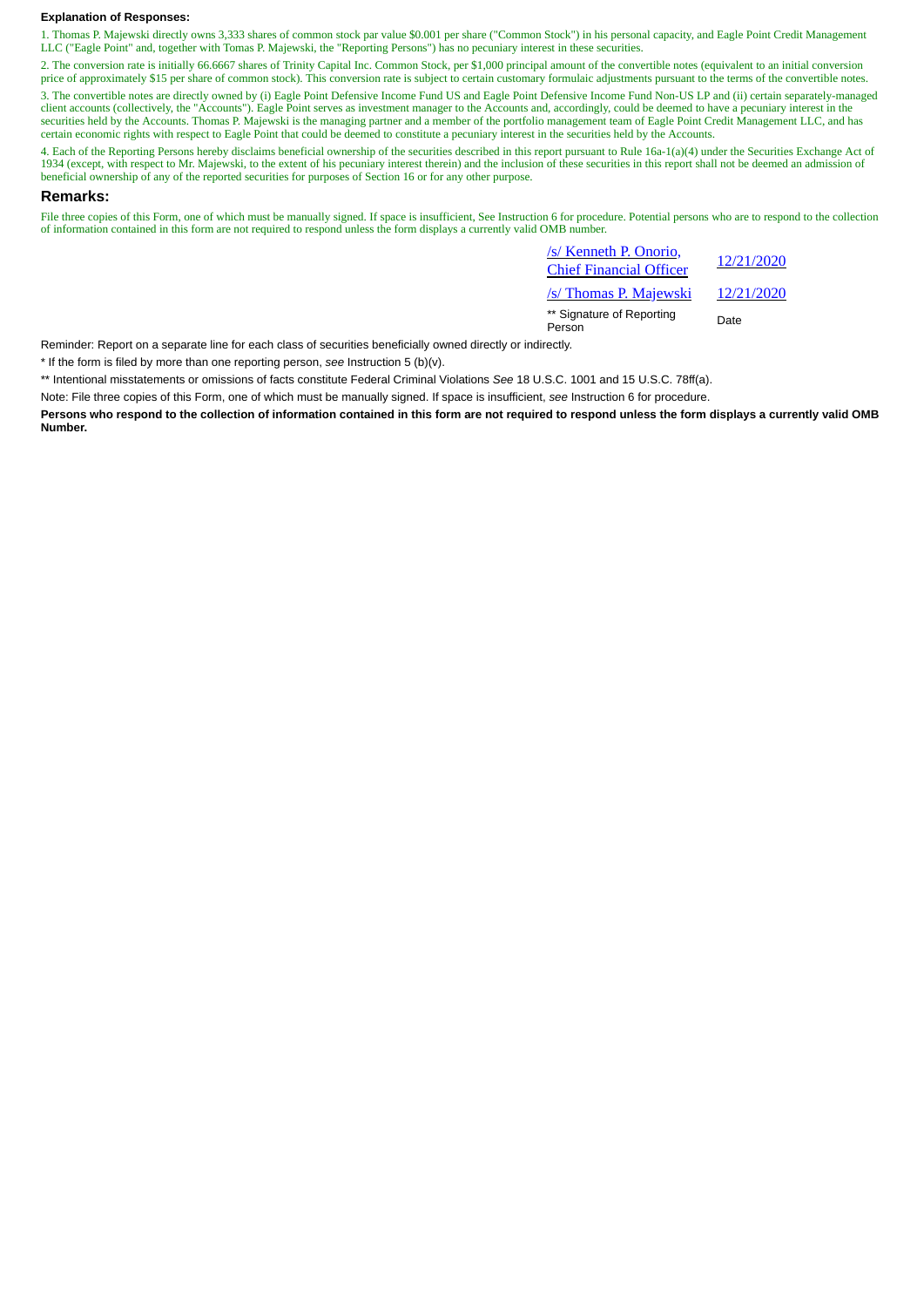**Explanation of Responses:**

1. Thomas P. Majewski directly owns 3,333 shares of common stock par value $0.001 per share ("Common Stock") in his personal capacity, and Eagle Point Credit Management LLC ("Eagle Point" and, together with Tomas P. Majewski, the "Reporting Persons") has no pecuniary interest in these securities.

2. The conversion rate is initially 66.6667 shares of Trinity Capital Inc. Common Stock, per $1,000 principal amount of the convertible notes (equivalent to an initial conversion price of approximately $15 per share of common stock). This conversion rate is subject to certain customary formulaic adjustments pursuant to the terms of the convertible notes.

3. The convertible notes are directly owned by (i) Eagle Point Defensive Income Fund US and Eagle Point Defensive Income Fund Non-US LP and (ii) certain separately-managed client accounts (collectively, the "Accounts"). Eagle Point serves as investment manager to the Accounts and, accordingly, could be deemed to have a pecuniary interest in the securities held by the Accounts. Thomas P. Majewski is the managing partner and a member of the portfolio management team of Eagle Point Credit Management LLC, and has certain economic rights with respect to Eagle Point that could be deemed to constitute a pecuniary interest in the securities held by the Accounts.

4. Each of the Reporting Persons hereby disclaims beneficial ownership of the securities described in this report pursuant to Rule 16a-1(a)(4) under the Securities Exchange Act of 1934 (except, with respect to Mr. Majewski, to the extent of his pecuniary interest therein) and the inclusion of these securities in this report shall not be deemed an admission of beneficial ownership of any of the reported securities for purposes of Section 16 or for any other purpose.

## Remarks:

File three copies of this Form, one of which must be manually signed. If space is insufficient, See Instruction 6 for procedure. Potential persons who are to respond to the collection of information contained in this form are not required to respond unless the form displays a currently valid OMB number.

| | |
|---|---|
| /s/ Kenneth P. Onorio, Chief Financial Officer | 12/21/2020 |
| /s/ Thomas P. Majewski | 12/21/2020 |
| ** Signature of Reporting Person | Date |

Reminder: Report on a separate line for each class of securities beneficially owned directly or indirectly.

* If the form is filed by more than one reporting person, *see* Instruction 5 (b)(v).

** Intentional misstatements or omissions of facts constitute Federal Criminal Violations *See* 18 U.S.C. 1001 and 15 U.S.C. 78ff(a).

Note: File three copies of this Form, one of which must be manually signed. If space is insufficient, *see* Instruction 6 for procedure.

**Persons who respond to the collection of information contained in this form are not required to respond unless the form displays a currently valid OMB Number.**